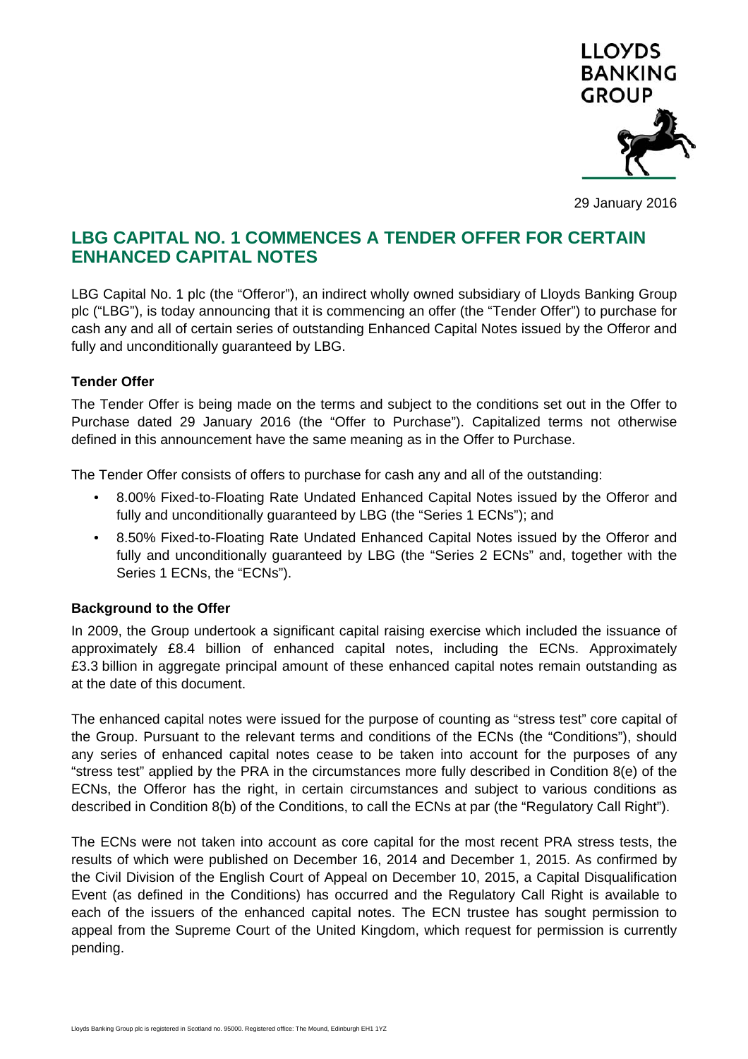LLOYDS BANKING GROUP

29 January 2016

# LBG CAPITAL NO. 1 COMMENCES A TENDER OFFER FOR CERTAIN ENHANCED CAPITAL NOTES

LBG Capital No. 1 plc (the "Offeror"), an indirect wholly owned subsidiary of Lloyds Banking Group plc ("LBG"), is today announcing that it is commencing an offer (the "Tender Offer") to purchase for cash any and all of certain series of outstanding Enhanced Capital Notes issued by the Offeror and fully and unconditionally guaranteed by LBG.

### Tender Offer

The Tender Offer is being made on the terms and subject to the conditions set out in the Offer to Purchase dated 29 January 2016 (the "Offer to Purchase"). Capitalized terms not otherwise defined in this announcement have the same meaning as in the Offer to Purchase.

The Tender Offer consists of offers to purchase for cash any and all of the outstanding:

- 8.00% Fixed-to-Floating Rate Undated Enhanced Capital Notes issued by the Offeror and fully and unconditionally guaranteed by LBG (the "Series 1 ECNs"); and
- 8.50% Fixed-to-Floating Rate Undated Enhanced Capital Notes issued by the Offeror and fully and unconditionally guaranteed by LBG (the "Series 2 ECNs" and, together with the Series 1 ECNs, the "ECNs").

### Background to the Offer

In 2009, the Group undertook a significant capital raising exercise which included the issuance of approximately £8.4 billion of enhanced capital notes, including the ECNs. Approximately £3.3 billion in aggregate principal amount of these enhanced capital notes remain outstanding as at the date of this document.

The enhanced capital notes were issued for the purpose of counting as "stress test" core capital of the Group. Pursuant to the relevant terms and conditions of the ECNs (the "Conditions"), should any series of enhanced capital notes cease to be taken into account for the purposes of any "stress test" applied by the PRA in the circumstances more fully described in Condition 8(e) of the ECNs, the Offeror has the right, in certain circumstances and subject to various conditions as described in Condition 8(b) of the Conditions, to call the ECNs at par (the "Regulatory Call Right").

The ECNs were not taken into account as core capital for the most recent PRA stress tests, the results of which were published on December 16, 2014 and December 1, 2015. As confirmed by the Civil Division of the English Court of Appeal on December 10, 2015, a Capital Disqualification Event (as defined in the Conditions) has occurred and the Regulatory Call Right is available to each of the issuers of the enhanced capital notes. The ECN trustee has sought permission to appeal from the Supreme Court of the United Kingdom, which request for permission is currently pending.

Lloyds Banking Group plc is registered in Scotland no. 95000. Registered office: The Mound, Edinburgh EH1 1YZ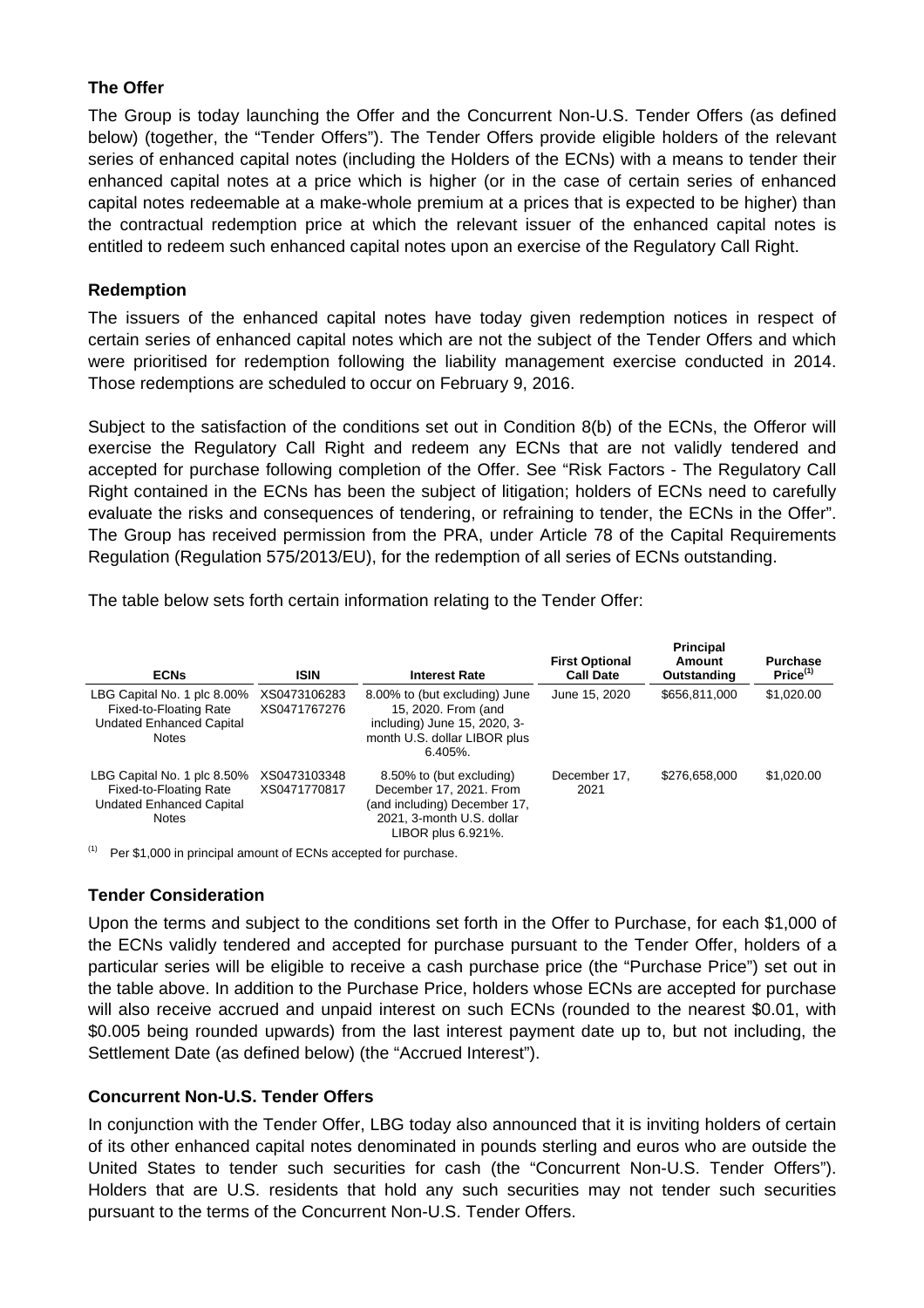## The Offer

The Group is today launching the Offer and the Concurrent Non-U.S. Tender Offers (as defined below) (together, the "Tender Offers"). The Tender Offers provide eligible holders of the relevant series of enhanced capital notes (including the Holders of the ECNs) with a means to tender their enhanced capital notes at a price which is higher (or in the case of certain series of enhanced capital notes redeemable at a make-whole premium at a prices that is expected to be higher) than the contractual redemption price at which the relevant issuer of the enhanced capital notes is entitled to redeem such enhanced capital notes upon an exercise of the Regulatory Call Right.

## Redemption

The issuers of the enhanced capital notes have today given redemption notices in respect of certain series of enhanced capital notes which are not the subject of the Tender Offers and which were prioritised for redemption following the liability management exercise conducted in 2014. Those redemptions are scheduled to occur on February 9, 2016.

Subject to the satisfaction of the conditions set out in Condition 8(b) of the ECNs, the Offeror will exercise the Regulatory Call Right and redeem any ECNs that are not validly tendered and accepted for purchase following completion of the Offer. See "Risk Factors - The Regulatory Call Right contained in the ECNs has been the subject of litigation; holders of ECNs need to carefully evaluate the risks and consequences of tendering, or refraining to tender, the ECNs in the Offer". The Group has received permission from the PRA, under Article 78 of the Capital Requirements Regulation (Regulation 575/2013/EU), for the redemption of all series of ECNs outstanding.

The table below sets forth certain information relating to the Tender Offer:

| ECNs | ISIN | Interest Rate | First Optional Call Date | Principal Amount Outstanding | Purchase Price[(1)] |
|---|---|---|---|---|---|
| LBG Capital No. 1 plc 8.00% Fixed-to-Floating Rate Undated Enhanced Capital Notes | XS0473106283 XS0471767276 | 8.00% to (but excluding) June 15, 2020. From (and including) June 15, 2020, 3-month U.S. dollar LIBOR plus 6.405%. | June 15, 2020 | $656,811,000 | $1,020.00 |
| LBG Capital No. 1 plc 8.50% Fixed-to-Floating Rate Undated Enhanced Capital Notes | XS0473103348 XS0471770817 | 8.50% to (but excluding) December 17, 2021. From (and including) December 17, 2021, 3-month U.S. dollar LIBOR plus 6.921%. | December 17, 2021 | $276,658,000 | $1,020.00 |

(1) Per $1,000 in principal amount of ECNs accepted for purchase.

## Tender Consideration

Upon the terms and subject to the conditions set forth in the Offer to Purchase, for each $1,000 of the ECNs validly tendered and accepted for purchase pursuant to the Tender Offer, holders of a particular series will be eligible to receive a cash purchase price (the "Purchase Price") set out in the table above. In addition to the Purchase Price, holders whose ECNs are accepted for purchase will also receive accrued and unpaid interest on such ECNs (rounded to the nearest $0.01, with $0.005 being rounded upwards) from the last interest payment date up to, but not including, the Settlement Date (as defined below) (the "Accrued Interest").

## Concurrent Non-U.S. Tender Offers

In conjunction with the Tender Offer, LBG today also announced that it is inviting holders of certain of its other enhanced capital notes denominated in pounds sterling and euros who are outside the United States to tender such securities for cash (the "Concurrent Non-U.S. Tender Offers"). Holders that are U.S. residents that hold any such securities may not tender such securities pursuant to the terms of the Concurrent Non-U.S. Tender Offers.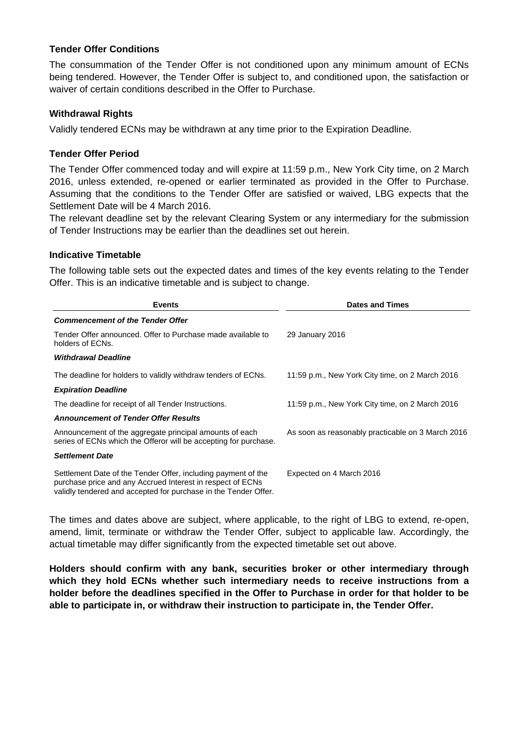### Tender Offer Conditions

The consummation of the Tender Offer is not conditioned upon any minimum amount of ECNs being tendered. However, the Tender Offer is subject to, and conditioned upon, the satisfaction or waiver of certain conditions described in the Offer to Purchase.

### Withdrawal Rights

Validly tendered ECNs may be withdrawn at any time prior to the Expiration Deadline.

### Tender Offer Period

The Tender Offer commenced today and will expire at 11:59 p.m., New York City time, on 2 March 2016, unless extended, re-opened or earlier terminated as provided in the Offer to Purchase. Assuming that the conditions to the Tender Offer are satisfied or waived, LBG expects that the Settlement Date will be 4 March 2016.

The relevant deadline set by the relevant Clearing System or any intermediary for the submission of Tender Instructions may be earlier than the deadlines set out herein.

### Indicative Timetable

The following table sets out the expected dates and times of the key events relating to the Tender Offer. This is an indicative timetable and is subject to change.

| Events | Dates and Times |
|---|---|
| ***Commencement of the Tender Offer*** | |
| Tender Offer announced. Offer to Purchase made available to holders of ECNs. | 29 January 2016 |
| ***Withdrawal Deadline*** | |
| The deadline for holders to validly withdraw tenders of ECNs. | 11:59 p.m., New York City time, on 2 March 2016 |
| ***Expiration Deadline*** | |
| The deadline for receipt of all Tender Instructions. | 11:59 p.m., New York City time, on 2 March 2016 |
| ***Announcement of Tender Offer Results*** | |
| Announcement of the aggregate principal amounts of each series of ECNs which the Offeror will be accepting for purchase. | As soon as reasonably practicable on 3 March 2016 |
| ***Settlement Date*** | |
| Settlement Date of the Tender Offer, including payment of the purchase price and any Accrued Interest in respect of ECNs validly tendered and accepted for purchase in the Tender Offer. | Expected on 4 March 2016 |

The times and dates above are subject, where applicable, to the right of LBG to extend, re-open, amend, limit, terminate or withdraw the Tender Offer, subject to applicable law. Accordingly, the actual timetable may differ significantly from the expected timetable set out above.

**Holders should confirm with any bank, securities broker or other intermediary through which they hold ECNs whether such intermediary needs to receive instructions from a holder before the deadlines specified in the Offer to Purchase in order for that holder to be able to participate in, or withdraw their instruction to participate in, the Tender Offer.**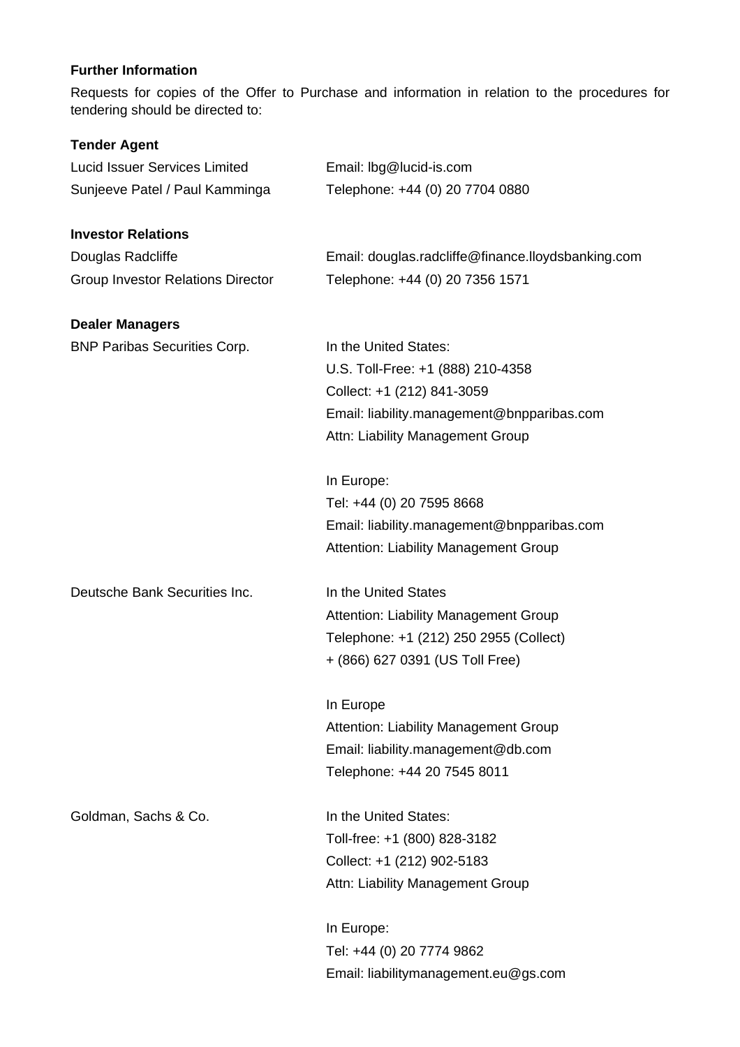**Further Information**

Requests for copies of the Offer to Purchase and information in relation to the procedures for tendering should be directed to:

**Tender Agent**

| | |
|---|---|
| Lucid Issuer Services Limited | Email: lbg@lucid-is.com |
| Sunjeeve Patel / Paul Kamminga | Telephone: +44 (0) 20 7704 0880 |

**Investor Relations**

| | |
|---|---|
| Douglas Radcliffe | Email: douglas.radcliffe@finance.lloydsbanking.com |
| Group Investor Relations Director | Telephone: +44 (0) 20 7356 1571 |

**Dealer Managers**

BNP Paribas Securities Corp.

In the United States:
U.S. Toll-Free: +1 (888) 210-4358
Collect: +1 (212) 841-3059
Email: liability.management@bnpparibas.com
Attn: Liability Management Group

In Europe:
Tel: +44 (0) 20 7595 8668
Email: liability.management@bnpparibas.com
Attention: Liability Management Group

Deutsche Bank Securities Inc.

In the United States
Attention: Liability Management Group
Telephone: +1 (212) 250 2955 (Collect)
+ (866) 627 0391 (US Toll Free)

In Europe
Attention: Liability Management Group
Email: liability.management@db.com
Telephone: +44 20 7545 8011

Goldman, Sachs & Co.

In the United States:
Toll-free: +1 (800) 828-3182
Collect: +1 (212) 902-5183
Attn: Liability Management Group

In Europe:
Tel: +44 (0) 20 7774 9862
Email: liabilitymanagement.eu@gs.com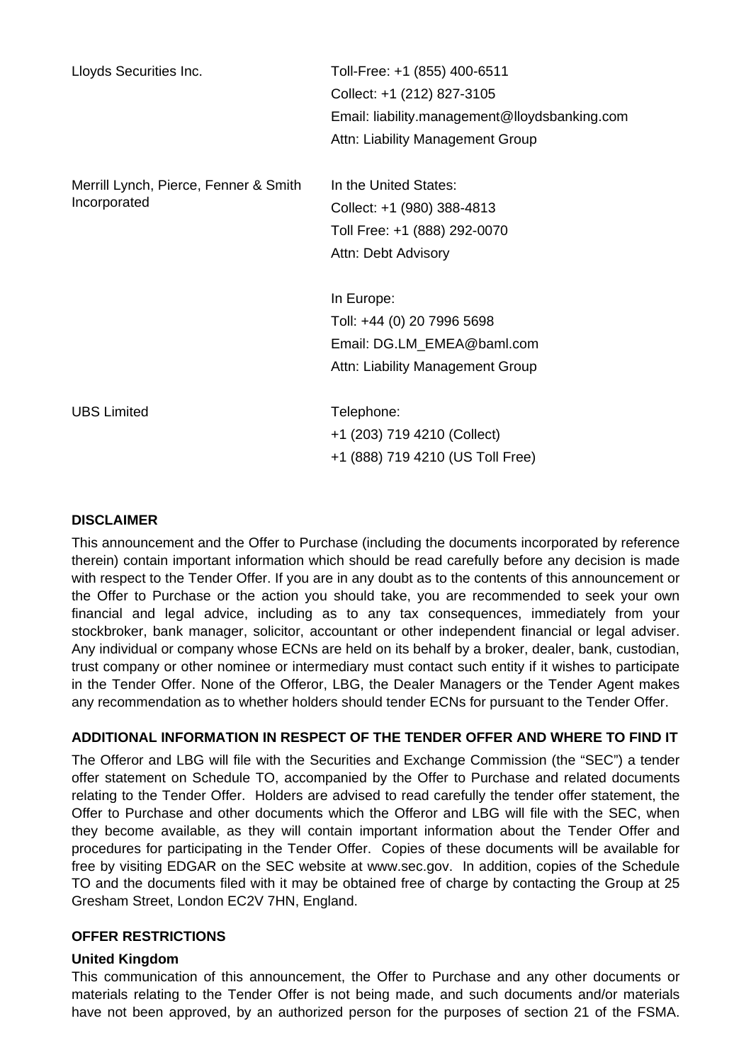| | |
|---|---|
| Lloyds Securities Inc. | Toll-Free: +1 (855) 400-6511<br>Collect: +1 (212) 827-3105<br>Email: liability.management@lloydsbanking.com<br>Attn: Liability Management Group |
| Merrill Lynch, Pierce, Fenner & Smith Incorporated | In the United States:<br>Collect: +1 (980) 388-4813<br>Toll Free: +1 (888) 292-0070<br>Attn: Debt Advisory<br><br>In Europe:<br>Toll: +44 (0) 20 7996 5698<br>Email: DG.LM_EMEA@baml.com<br>Attn: Liability Management Group |
| UBS Limited | Telephone:<br>+1 (203) 719 4210 (Collect)<br>+1 (888) 719 4210 (US Toll Free) |

**DISCLAIMER**

This announcement and the Offer to Purchase (including the documents incorporated by reference therein) contain important information which should be read carefully before any decision is made with respect to the Tender Offer. If you are in any doubt as to the contents of this announcement or the Offer to Purchase or the action you should take, you are recommended to seek your own financial and legal advice, including as to any tax consequences, immediately from your stockbroker, bank manager, solicitor, accountant or other independent financial or legal adviser. Any individual or company whose ECNs are held on its behalf by a broker, dealer, bank, custodian, trust company or other nominee or intermediary must contact such entity if it wishes to participate in the Tender Offer. None of the Offeror, LBG, the Dealer Managers or the Tender Agent makes any recommendation as to whether holders should tender ECNs for pursuant to the Tender Offer.

**ADDITIONAL INFORMATION IN RESPECT OF THE TENDER OFFER AND WHERE TO FIND IT**

The Offeror and LBG will file with the Securities and Exchange Commission (the "SEC") a tender offer statement on Schedule TO, accompanied by the Offer to Purchase and related documents relating to the Tender Offer. Holders are advised to read carefully the tender offer statement, the Offer to Purchase and other documents which the Offeror and LBG will file with the SEC, when they become available, as they will contain important information about the Tender Offer and procedures for participating in the Tender Offer. Copies of these documents will be available for free by visiting EDGAR on the SEC website at www.sec.gov. In addition, copies of the Schedule TO and the documents filed with it may be obtained free of charge by contacting the Group at 25 Gresham Street, London EC2V 7HN, England.

**OFFER RESTRICTIONS**

**United Kingdom**

This communication of this announcement, the Offer to Purchase and any other documents or materials relating to the Tender Offer is not being made, and such documents and/or materials have not been approved, by an authorized person for the purposes of section 21 of the FSMA.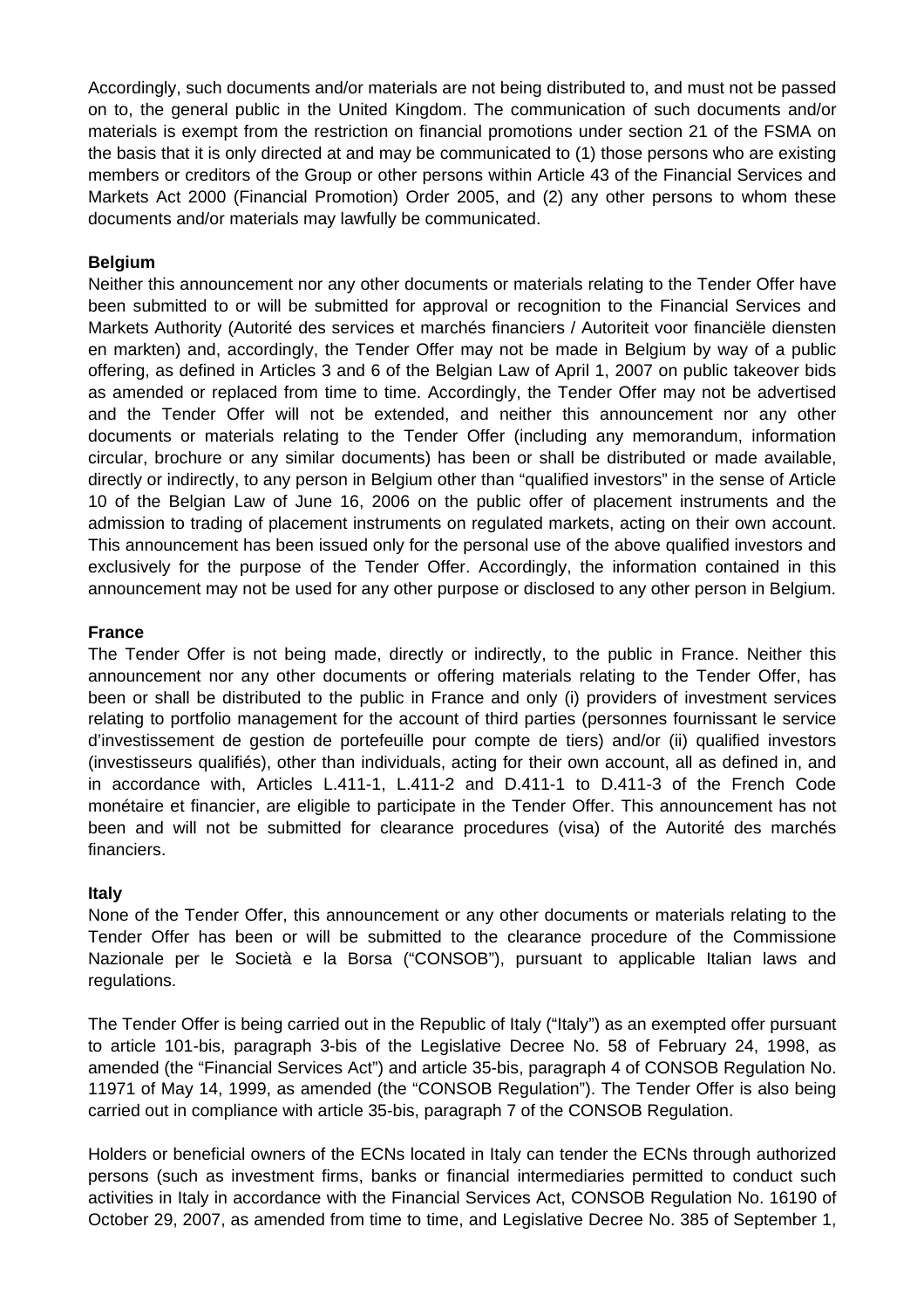Accordingly, such documents and/or materials are not being distributed to, and must not be passed on to, the general public in the United Kingdom. The communication of such documents and/or materials is exempt from the restriction on financial promotions under section 21 of the FSMA on the basis that it is only directed at and may be communicated to (1) those persons who are existing members or creditors of the Group or other persons within Article 43 of the Financial Services and Markets Act 2000 (Financial Promotion) Order 2005, and (2) any other persons to whom these documents and/or materials may lawfully be communicated.

**Belgium**

Neither this announcement nor any other documents or materials relating to the Tender Offer have been submitted to or will be submitted for approval or recognition to the Financial Services and Markets Authority (Autorité des services et marchés financiers / Autoriteit voor financiële diensten en markten) and, accordingly, the Tender Offer may not be made in Belgium by way of a public offering, as defined in Articles 3 and 6 of the Belgian Law of April 1, 2007 on public takeover bids as amended or replaced from time to time. Accordingly, the Tender Offer may not be advertised and the Tender Offer will not be extended, and neither this announcement nor any other documents or materials relating to the Tender Offer (including any memorandum, information circular, brochure or any similar documents) has been or shall be distributed or made available, directly or indirectly, to any person in Belgium other than "qualified investors" in the sense of Article 10 of the Belgian Law of June 16, 2006 on the public offer of placement instruments and the admission to trading of placement instruments on regulated markets, acting on their own account. This announcement has been issued only for the personal use of the above qualified investors and exclusively for the purpose of the Tender Offer. Accordingly, the information contained in this announcement may not be used for any other purpose or disclosed to any other person in Belgium.

**France**

The Tender Offer is not being made, directly or indirectly, to the public in France. Neither this announcement nor any other documents or offering materials relating to the Tender Offer, has been or shall be distributed to the public in France and only (i) providers of investment services relating to portfolio management for the account of third parties (personnes fournissant le service d'investissement de gestion de portefeuille pour compte de tiers) and/or (ii) qualified investors (investisseurs qualifiés), other than individuals, acting for their own account, all as defined in, and in accordance with, Articles L.411-1, L.411-2 and D.411-1 to D.411-3 of the French Code monétaire et financier, are eligible to participate in the Tender Offer. This announcement has not been and will not be submitted for clearance procedures (visa) of the Autorité des marchés financiers.

**Italy**

None of the Tender Offer, this announcement or any other documents or materials relating to the Tender Offer has been or will be submitted to the clearance procedure of the Commissione Nazionale per le Società e la Borsa ("CONSOB"), pursuant to applicable Italian laws and regulations.

The Tender Offer is being carried out in the Republic of Italy ("Italy") as an exempted offer pursuant to article 101-bis, paragraph 3-bis of the Legislative Decree No. 58 of February 24, 1998, as amended (the "Financial Services Act") and article 35-bis, paragraph 4 of CONSOB Regulation No. 11971 of May 14, 1999, as amended (the "CONSOB Regulation"). The Tender Offer is also being carried out in compliance with article 35-bis, paragraph 7 of the CONSOB Regulation.

Holders or beneficial owners of the ECNs located in Italy can tender the ECNs through authorized persons (such as investment firms, banks or financial intermediaries permitted to conduct such activities in Italy in accordance with the Financial Services Act, CONSOB Regulation No. 16190 of October 29, 2007, as amended from time to time, and Legislative Decree No. 385 of September 1,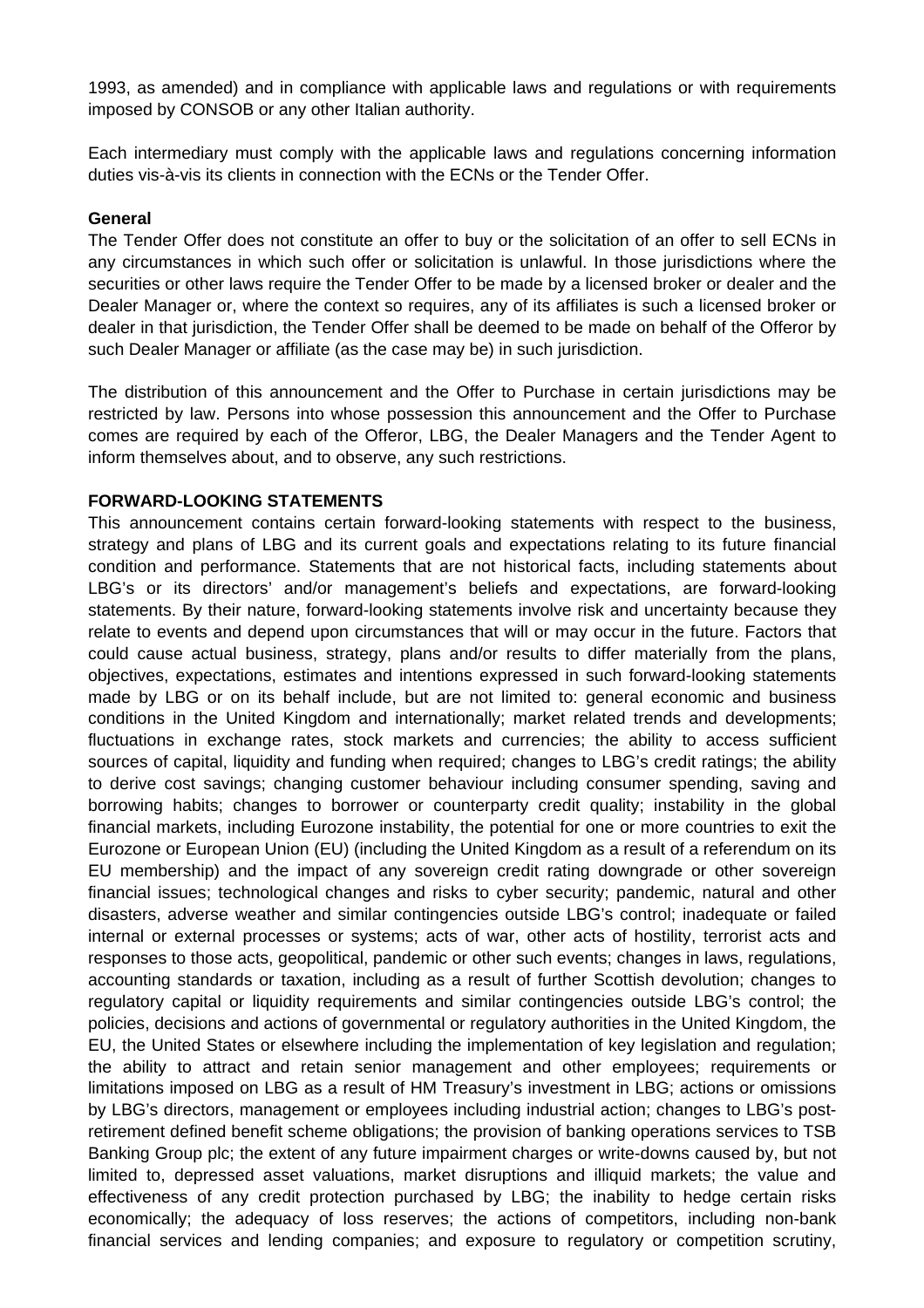1993, as amended) and in compliance with applicable laws and regulations or with requirements imposed by CONSOB or any other Italian authority.

Each intermediary must comply with the applicable laws and regulations concerning information duties vis-à-vis its clients in connection with the ECNs or the Tender Offer.

**General**

The Tender Offer does not constitute an offer to buy or the solicitation of an offer to sell ECNs in any circumstances in which such offer or solicitation is unlawful. In those jurisdictions where the securities or other laws require the Tender Offer to be made by a licensed broker or dealer and the Dealer Manager or, where the context so requires, any of its affiliates is such a licensed broker or dealer in that jurisdiction, the Tender Offer shall be deemed to be made on behalf of the Offeror by such Dealer Manager or affiliate (as the case may be) in such jurisdiction.

The distribution of this announcement and the Offer to Purchase in certain jurisdictions may be restricted by law. Persons into whose possession this announcement and the Offer to Purchase comes are required by each of the Offeror, LBG, the Dealer Managers and the Tender Agent to inform themselves about, and to observe, any such restrictions.

**FORWARD-LOOKING STATEMENTS**

This announcement contains certain forward-looking statements with respect to the business, strategy and plans of LBG and its current goals and expectations relating to its future financial condition and performance. Statements that are not historical facts, including statements about LBG's or its directors' and/or management's beliefs and expectations, are forward-looking statements. By their nature, forward-looking statements involve risk and uncertainty because they relate to events and depend upon circumstances that will or may occur in the future. Factors that could cause actual business, strategy, plans and/or results to differ materially from the plans, objectives, expectations, estimates and intentions expressed in such forward-looking statements made by LBG or on its behalf include, but are not limited to: general economic and business conditions in the United Kingdom and internationally; market related trends and developments; fluctuations in exchange rates, stock markets and currencies; the ability to access sufficient sources of capital, liquidity and funding when required; changes to LBG's credit ratings; the ability to derive cost savings; changing customer behaviour including consumer spending, saving and borrowing habits; changes to borrower or counterparty credit quality; instability in the global financial markets, including Eurozone instability, the potential for one or more countries to exit the Eurozone or European Union (EU) (including the United Kingdom as a result of a referendum on its EU membership) and the impact of any sovereign credit rating downgrade or other sovereign financial issues; technological changes and risks to cyber security; pandemic, natural and other disasters, adverse weather and similar contingencies outside LBG's control; inadequate or failed internal or external processes or systems; acts of war, other acts of hostility, terrorist acts and responses to those acts, geopolitical, pandemic or other such events; changes in laws, regulations, accounting standards or taxation, including as a result of further Scottish devolution; changes to regulatory capital or liquidity requirements and similar contingencies outside LBG's control; the policies, decisions and actions of governmental or regulatory authorities in the United Kingdom, the EU, the United States or elsewhere including the implementation of key legislation and regulation; the ability to attract and retain senior management and other employees; requirements or limitations imposed on LBG as a result of HM Treasury's investment in LBG; actions or omissions by LBG's directors, management or employees including industrial action; changes to LBG's post-retirement defined benefit scheme obligations; the provision of banking operations services to TSB Banking Group plc; the extent of any future impairment charges or write-downs caused by, but not limited to, depressed asset valuations, market disruptions and illiquid markets; the value and effectiveness of any credit protection purchased by LBG; the inability to hedge certain risks economically; the adequacy of loss reserves; the actions of competitors, including non-bank financial services and lending companies; and exposure to regulatory or competition scrutiny,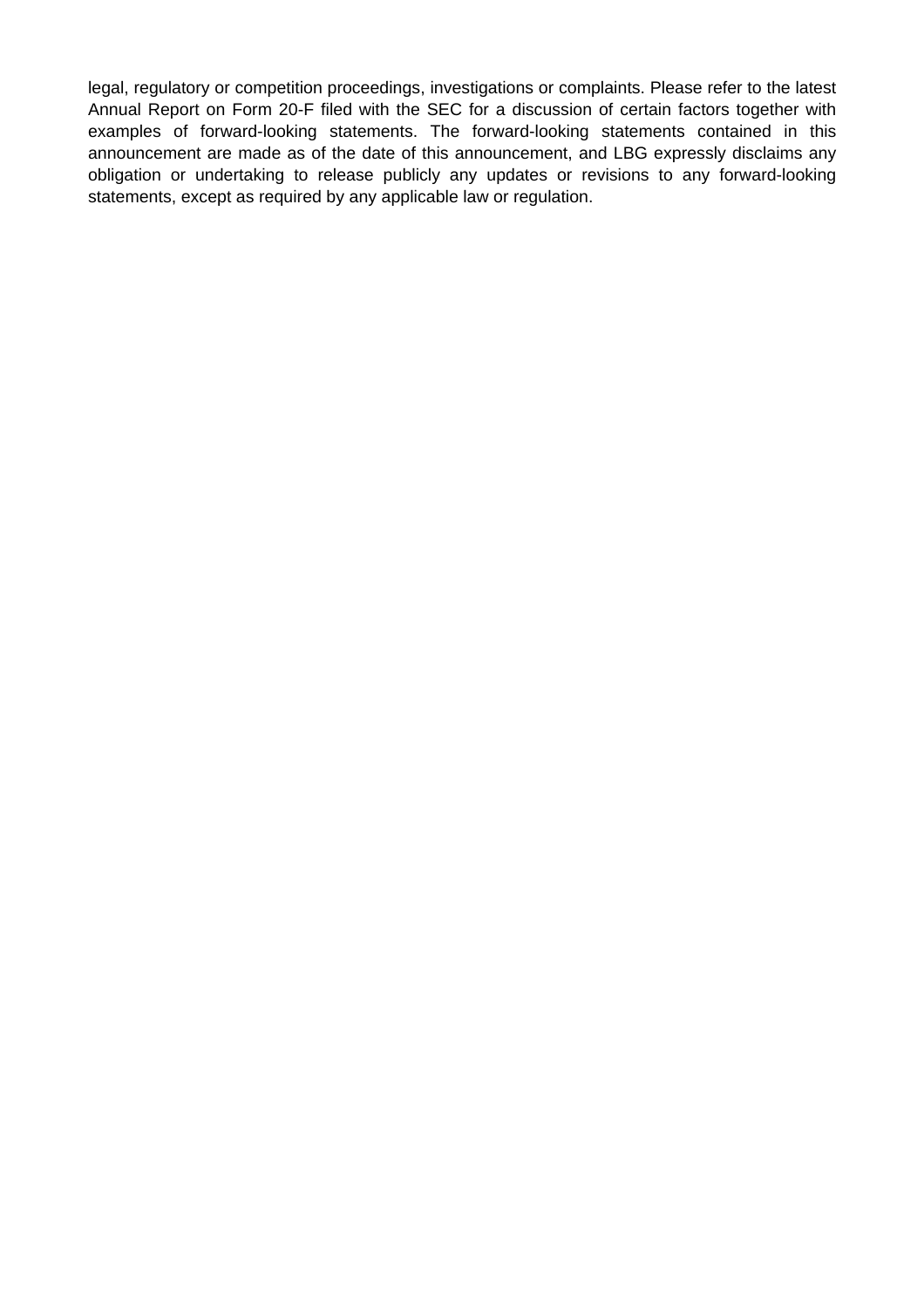legal, regulatory or competition proceedings, investigations or complaints. Please refer to the latest Annual Report on Form 20-F filed with the SEC for a discussion of certain factors together with examples of forward-looking statements. The forward-looking statements contained in this announcement are made as of the date of this announcement, and LBG expressly disclaims any obligation or undertaking to release publicly any updates or revisions to any forward-looking statements, except as required by any applicable law or regulation.